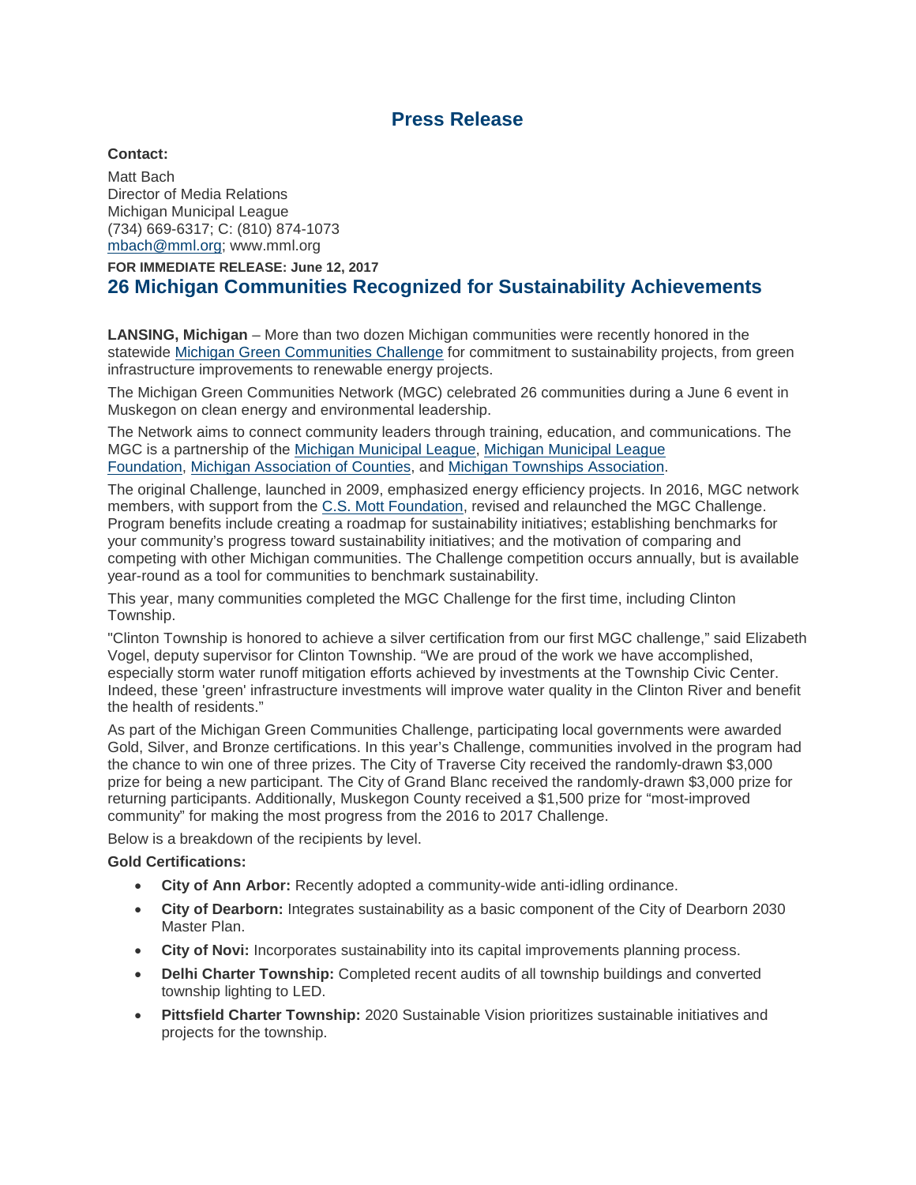# Press Release

**Contact:**

Matt Bach
Director of Media Relations
Michigan Municipal League
(734) 669-6317; C: (810) 874-1073
mbach@mml.org; www.mml.org

**FOR IMMEDIATE RELEASE: June 12, 2017**

## 26 Michigan Communities Recognized for Sustainability Achievements

**LANSING, Michigan** – More than two dozen Michigan communities were recently honored in the statewide Michigan Green Communities Challenge for commitment to sustainability projects, from green infrastructure improvements to renewable energy projects.

The Michigan Green Communities Network (MGC) celebrated 26 communities during a June 6 event in Muskegon on clean energy and environmental leadership.

The Network aims to connect community leaders through training, education, and communications. The MGC is a partnership of the Michigan Municipal League, Michigan Municipal League Foundation, Michigan Association of Counties, and Michigan Townships Association.

The original Challenge, launched in 2009, emphasized energy efficiency projects. In 2016, MGC network members, with support from the C.S. Mott Foundation, revised and relaunched the MGC Challenge. Program benefits include creating a roadmap for sustainability initiatives; establishing benchmarks for your community's progress toward sustainability initiatives; and the motivation of comparing and competing with other Michigan communities. The Challenge competition occurs annually, but is available year-round as a tool for communities to benchmark sustainability.

This year, many communities completed the MGC Challenge for the first time, including Clinton Township.

"Clinton Township is honored to achieve a silver certification from our first MGC challenge," said Elizabeth Vogel, deputy supervisor for Clinton Township. "We are proud of the work we have accomplished, especially storm water runoff mitigation efforts achieved by investments at the Township Civic Center. Indeed, these 'green' infrastructure investments will improve water quality in the Clinton River and benefit the health of residents."

As part of the Michigan Green Communities Challenge, participating local governments were awarded Gold, Silver, and Bronze certifications. In this year's Challenge, communities involved in the program had the chance to win one of three prizes. The City of Traverse City received the randomly-drawn $3,000 prize for being a new participant. The City of Grand Blanc received the randomly-drawn $3,000 prize for returning participants. Additionally, Muskegon County received a $1,500 prize for "most-improved community" for making the most progress from the 2016 to 2017 Challenge.

Below is a breakdown of the recipients by level.

**Gold Certifications:**

- **City of Ann Arbor:** Recently adopted a community-wide anti-idling ordinance.
- **City of Dearborn:** Integrates sustainability as a basic component of the City of Dearborn 2030 Master Plan.
- **City of Novi:** Incorporates sustainability into its capital improvements planning process.
- **Delhi Charter Township:** Completed recent audits of all township buildings and converted township lighting to LED.
- **Pittsfield Charter Township:** 2020 Sustainable Vision prioritizes sustainable initiatives and projects for the township.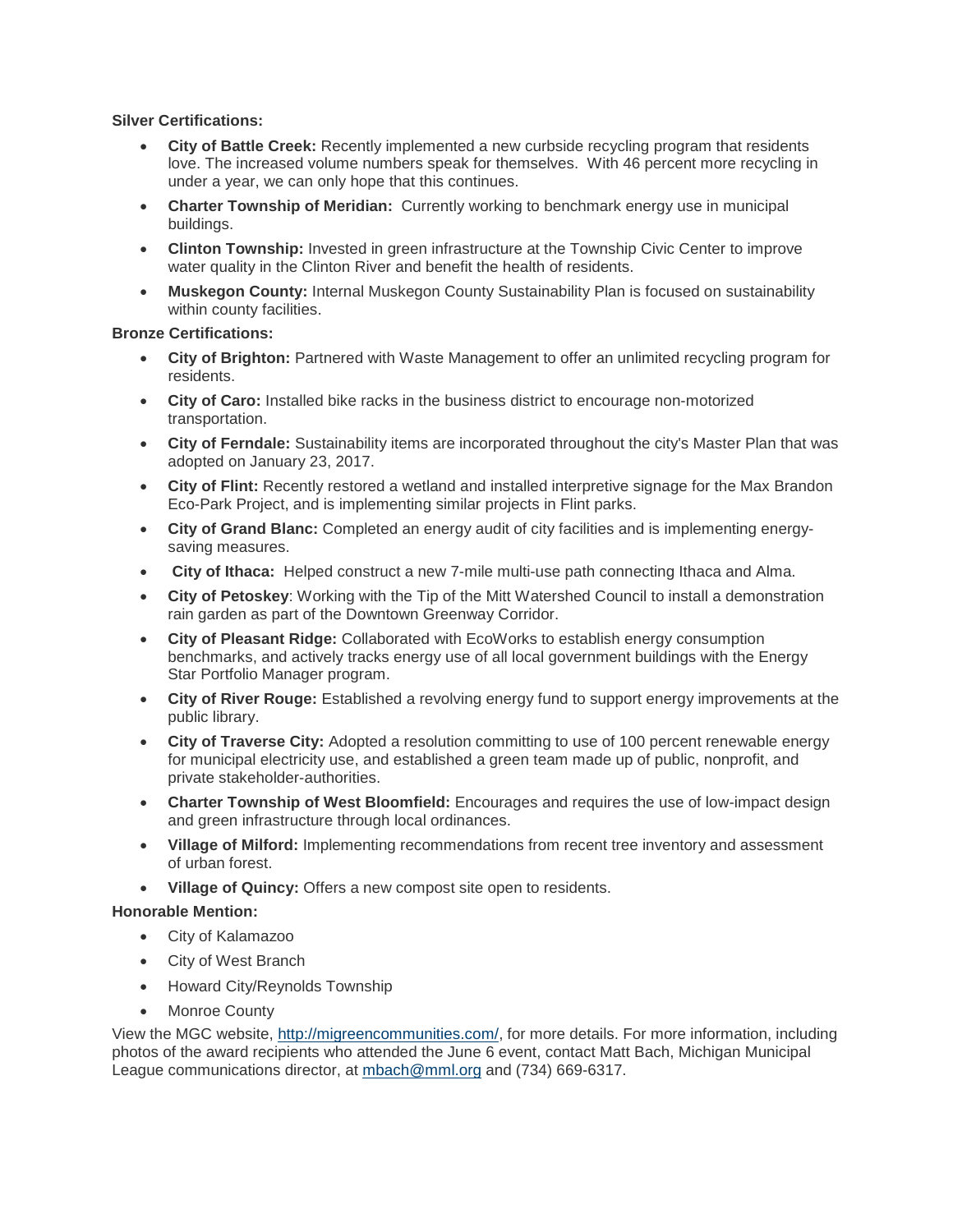**Silver Certifications:**

- **City of Battle Creek:** Recently implemented a new curbside recycling program that residents love. The increased volume numbers speak for themselves. With 46 percent more recycling in under a year, we can only hope that this continues.
- **Charter Township of Meridian:** Currently working to benchmark energy use in municipal buildings.
- **Clinton Township:** Invested in green infrastructure at the Township Civic Center to improve water quality in the Clinton River and benefit the health of residents.
- **Muskegon County:** Internal Muskegon County Sustainability Plan is focused on sustainability within county facilities.

**Bronze Certifications:**

- **City of Brighton:** Partnered with Waste Management to offer an unlimited recycling program for residents.
- **City of Caro:** Installed bike racks in the business district to encourage non-motorized transportation.
- **City of Ferndale:** Sustainability items are incorporated throughout the city's Master Plan that was adopted on January 23, 2017.
- **City of Flint:** Recently restored a wetland and installed interpretive signage for the Max Brandon Eco-Park Project, and is implementing similar projects in Flint parks.
- **City of Grand Blanc:** Completed an energy audit of city facilities and is implementing energy-saving measures.
- **City of Ithaca:** Helped construct a new 7-mile multi-use path connecting Ithaca and Alma.
- **City of Petoskey**: Working with the Tip of the Mitt Watershed Council to install a demonstration rain garden as part of the Downtown Greenway Corridor.
- **City of Pleasant Ridge:** Collaborated with EcoWorks to establish energy consumption benchmarks, and actively tracks energy use of all local government buildings with the Energy Star Portfolio Manager program.
- **City of River Rouge:** Established a revolving energy fund to support energy improvements at the public library.
- **City of Traverse City:** Adopted a resolution committing to use of 100 percent renewable energy for municipal electricity use, and established a green team made up of public, nonprofit, and private stakeholder-authorities.
- **Charter Township of West Bloomfield:** Encourages and requires the use of low-impact design and green infrastructure through local ordinances.
- **Village of Milford:** Implementing recommendations from recent tree inventory and assessment of urban forest.
- **Village of Quincy:** Offers a new compost site open to residents.

**Honorable Mention:**

- City of Kalamazoo
- City of West Branch
- Howard City/Reynolds Township
- Monroe County

View the MGC website, [http://migreencommunities.com/](http://migreencommunities.com/), for more details. For more information, including photos of the award recipients who attended the June 6 event, contact Matt Bach, Michigan Municipal League communications director, at [mbach@mml.org](mailto:mbach@mml.org) and (734) 669-6317.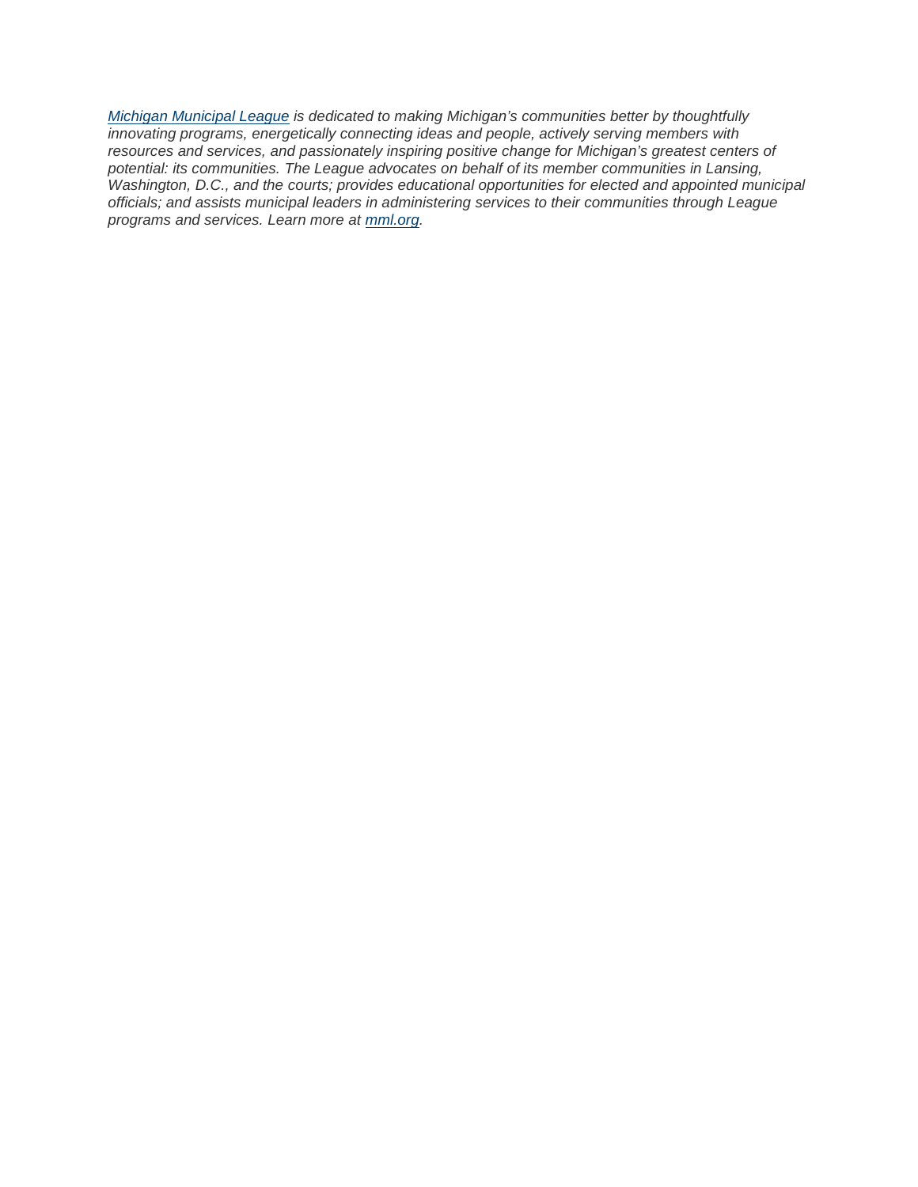*[Michigan Municipal League](https://mml.org) is dedicated to making Michigan's communities better by thoughtfully innovating programs, energetically connecting ideas and people, actively serving members with resources and services, and passionately inspiring positive change for Michigan's greatest centers of potential: its communities. The League advocates on behalf of its member communities in Lansing, Washington, D.C., and the courts; provides educational opportunities for elected and appointed municipal officials; and assists municipal leaders in administering services to their communities through League programs and services. Learn more at [mml.org](https://mml.org).*